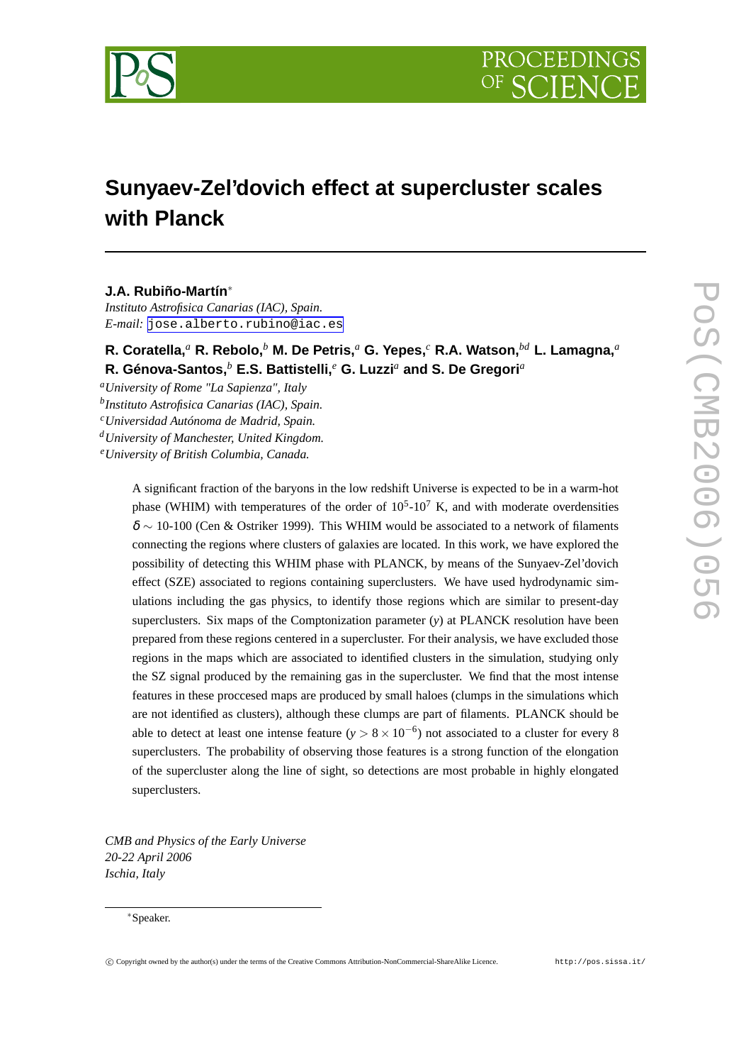# Sunyaev-Zel'dovich effect at supercluster scales with Planck

**J.A. Rubiño-Martín***

*Instituto Astrofisica Canarias (IAC), Spain.*
*E-mail:* jose.alberto.rubino@iac.es

**R. Coratella,[a] R. Rebolo,[b] M. De Petris,[a] G. Yepes,[c] R.A. Watson,[bd] L. Lamagna,[a] R. Génova-Santos,[b] E.S. Battistelli,[e] G. Luzzi[a] and S. De Gregori[a]**

[a]*University of Rome "La Sapienza", Italy*
[b]*Instituto Astrofisica Canarias (IAC), Spain.*
[c]*Universidad Autónoma de Madrid, Spain.*
[d]*University of Manchester, United Kingdom.*
[e]*University of British Columbia, Canada.*

A significant fraction of the baryons in the low redshift Universe is expected to be in a warm-hot phase (WHIM) with temperatures of the order of $10^5$-$10^7$ K, and with moderate overdensities $\delta \sim$ 10-100 (Cen & Ostriker 1999). This WHIM would be associated to a network of filaments connecting the regions where clusters of galaxies are located. In this work, we have explored the possibility of detecting this WHIM phase with PLANCK, by means of the Sunyaev-Zel'dovich effect (SZE) associated to regions containing superclusters. We have used hydrodynamic simulations including the gas physics, to identify those regions which are similar to present-day superclusters. Six maps of the Comptonization parameter ($y$) at PLANCK resolution have been prepared from these regions centered in a supercluster. For their analysis, we have excluded those regions in the maps which are associated to identified clusters in the simulation, studying only the SZ signal produced by the remaining gas in the supercluster. We find that the most intense features in these proccesed maps are produced by small haloes (clumps in the simulations which are not identified as clusters), although these clumps are part of filaments. PLANCK should be able to detect at least one intense feature ($y > 8 \times 10^{-6}$) not associated to a cluster for every 8 superclusters. The probability of observing those features is a strong function of the elongation of the supercluster along the line of sight, so detections are most probable in highly elongated superclusters.

*CMB and Physics of the Early Universe*
*20-22 April 2006*
*Ischia, Italy*

*Speaker.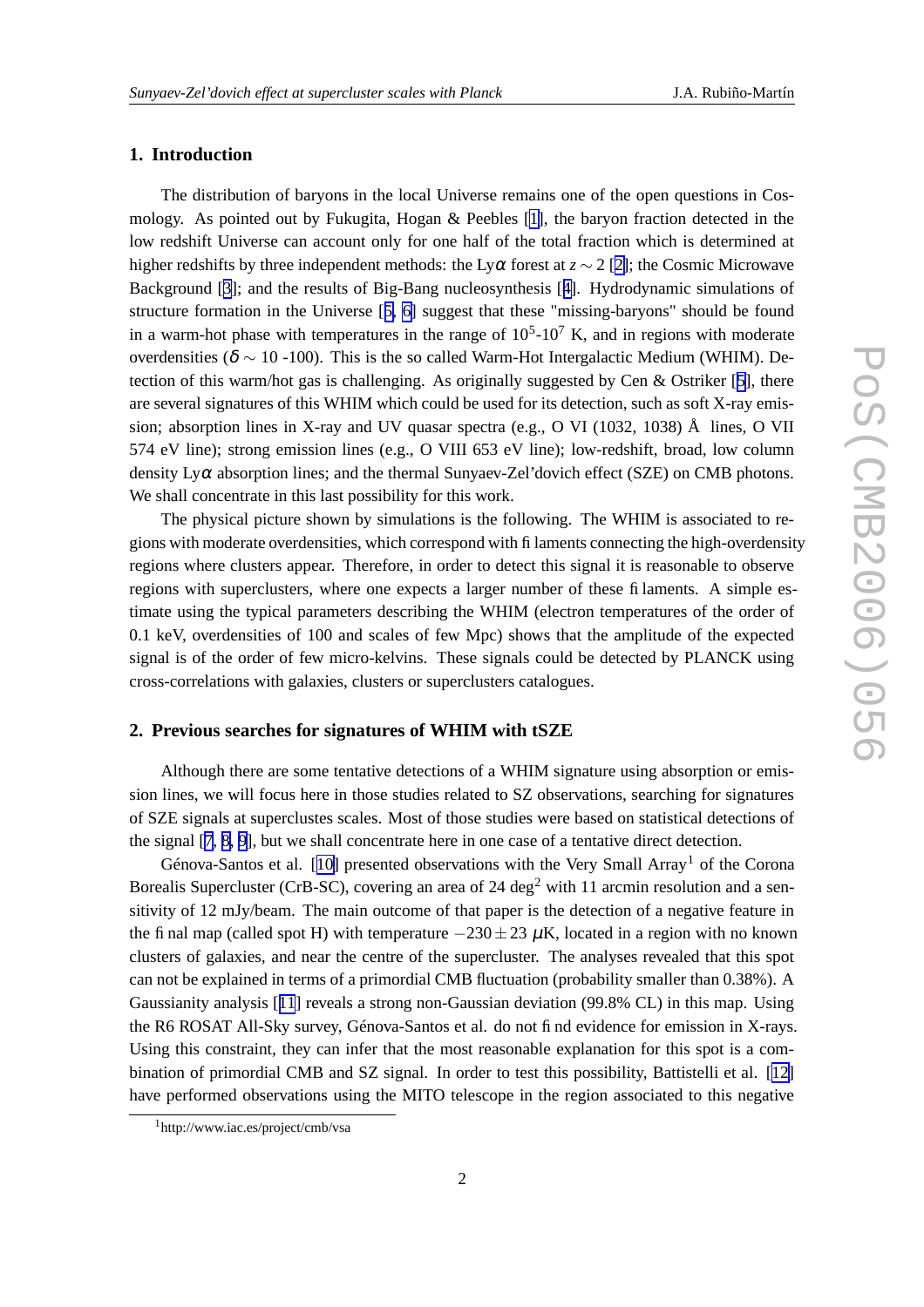## 1. Introduction

The distribution of baryons in the local Universe remains one of the open questions in Cosmology. As pointed out by Fukugita, Hogan & Peebles [1], the baryon fraction detected in the low redshift Universe can account only for one half of the total fraction which is determined at higher redshifts by three independent methods: the Ly$\alpha$ forest at $z \sim 2$ [2]; the Cosmic Microwave Background [3]; and the results of Big-Bang nucleosynthesis [4]. Hydrodynamic simulations of structure formation in the Universe [5, 6] suggest that these "missing-baryons" should be found in a warm-hot phase with temperatures in the range of $10^5$-$10^7$ K, and in regions with moderate overdensities ($\delta \sim 10$ -100). This is the so called Warm-Hot Intergalactic Medium (WHIM). Detection of this warm/hot gas is challenging. As originally suggested by Cen & Ostriker [5], there are several signatures of this WHIM which could be used for its detection, such as soft X-ray emission; absorption lines in X-ray and UV quasar spectra (e.g., O VI (1032, 1038) Å lines, O VII 574 eV line); strong emission lines (e.g., O VIII 653 eV line); low-redshift, broad, low column density Ly$\alpha$ absorption lines; and the thermal Sunyaev-Zel'dovich effect (SZE) on CMB photons. We shall concentrate in this last possibility for this work.

The physical picture shown by simulations is the following. The WHIM is associated to regions with moderate overdensities, which correspond with filaments connecting the high-overdensity regions where clusters appear. Therefore, in order to detect this signal it is reasonable to observe regions with superclusters, where one expects a larger number of these filaments. A simple estimate using the typical parameters describing the WHIM (electron temperatures of the order of 0.1 keV, overdensities of 100 and scales of few Mpc) shows that the amplitude of the expected signal is of the order of few micro-kelvins. These signals could be detected by PLANCK using cross-correlations with galaxies, clusters or superclusters catalogues.

## 2. Previous searches for signatures of WHIM with tSZE

Although there are some tentative detections of a WHIM signature using absorption or emission lines, we will focus here in those studies related to SZ observations, searching for signatures of SZE signals at superclustes scales. Most of those studies were based on statistical detections of the signal [7, 8, 9], but we shall concentrate here in one case of a tentative direct detection.

Génova-Santos et al. [10] presented observations with the Very Small Array[1] of the Corona Borealis Supercluster (CrB-SC), covering an area of 24 deg$^2$ with 11 arcmin resolution and a sensitivity of 12 mJy/beam. The main outcome of that paper is the detection of a negative feature in the final map (called spot H) with temperature $-230 \pm 23$ $\mu$K, located in a region with no known clusters of galaxies, and near the centre of the supercluster. The analyses revealed that this spot can not be explained in terms of a primordial CMB fluctuation (probability smaller than 0.38%). A Gaussianity analysis [11] reveals a strong non-Gaussian deviation (99.8% CL) in this map. Using the R6 ROSAT All-Sky survey, Génova-Santos et al. do not find evidence for emission in X-rays. Using this constraint, they can infer that the most reasonable explanation for this spot is a combination of primordial CMB and SZ signal. In order to test this possibility, Battistelli et al. [12] have performed observations using the MITO telescope in the region associated to this negative

[1] http://www.iac.es/project/cmb/vsa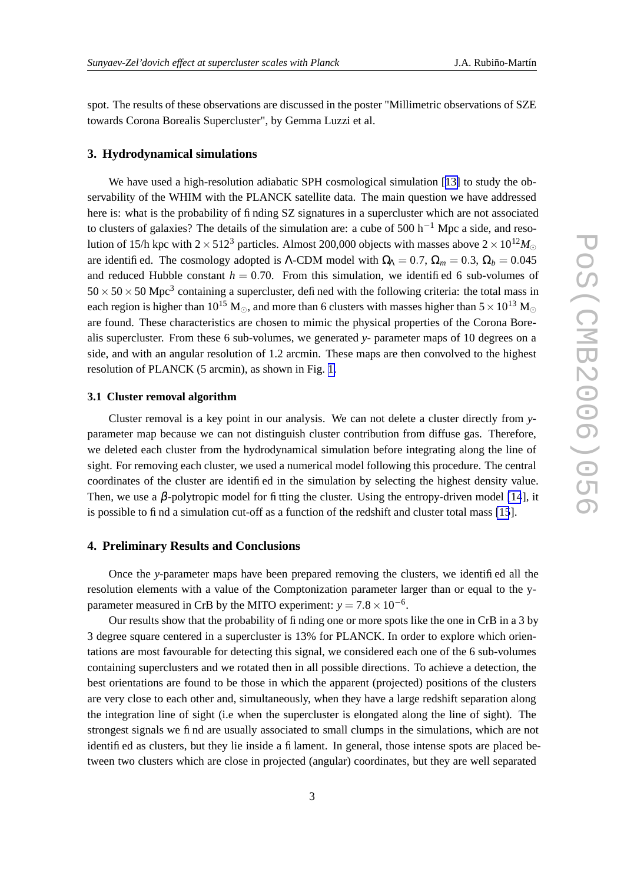spot. The results of these observations are discussed in the poster "Millimetric observations of SZE towards Corona Borealis Supercluster", by Gemma Luzzi et al.

## 3. Hydrodynamical simulations

We have used a high-resolution adiabatic SPH cosmological simulation [13] to study the observability of the WHIM with the PLANCK satellite data. The main question we have addressed here is: what is the probability of finding SZ signatures in a supercluster which are not associated to clusters of galaxies? The details of the simulation are: a cube of 500 $h^{-1}$ Mpc a side, and resolution of 15/h kpc with $2\times512^3$ particles. Almost 200,000 objects with masses above $2\times10^{12}M_\odot$ are identified. The cosmology adopted is $\Lambda$-CDM model with $\Omega_\Lambda = 0.7$, $\Omega_m = 0.3$, $\Omega_b = 0.045$ and reduced Hubble constant $h = 0.70$. From this simulation, we identified 6 sub-volumes of $50\times50\times50$ Mpc$^3$ containing a supercluster, defined with the following criteria: the total mass in each region is higher than $10^{15}$ M$_\odot$, and more than 6 clusters with masses higher than $5\times10^{13}$ M$_\odot$ are found. These characteristics are chosen to mimic the physical properties of the Corona Borealis supercluster. From these 6 sub-volumes, we generated $y$- parameter maps of 10 degrees on a side, and with an angular resolution of 1.2 arcmin. These maps are then convolved to the highest resolution of PLANCK (5 arcmin), as shown in Fig. 1.

### 3.1 Cluster removal algorithm

Cluster removal is a key point in our analysis. We can not delete a cluster directly from $y$-parameter map because we can not distinguish cluster contribution from diffuse gas. Therefore, we deleted each cluster from the hydrodynamical simulation before integrating along the line of sight. For removing each cluster, we used a numerical model following this procedure. The central coordinates of the cluster are identified in the simulation by selecting the highest density value. Then, we use a $\beta$-polytropic model for fitting the cluster. Using the entropy-driven model [14], it is possible to find a simulation cut-off as a function of the redshift and cluster total mass [15].

## 4. Preliminary Results and Conclusions

Once the $y$-parameter maps have been prepared removing the clusters, we identified all the resolution elements with a value of the Comptonization parameter larger than or equal to the y-parameter measured in CrB by the MITO experiment: $y = 7.8\times10^{-6}$.

Our results show that the probability of finding one or more spots like the one in CrB in a 3 by 3 degree square centered in a supercluster is 13% for PLANCK. In order to explore which orientations are most favourable for detecting this signal, we considered each one of the 6 sub-volumes containing superclusters and we rotated then in all possible directions. To achieve a detection, the best orientations are found to be those in which the apparent (projected) positions of the clusters are very close to each other and, simultaneously, when they have a large redshift separation along the integration line of sight (i.e when the supercluster is elongated along the line of sight). The strongest signals we find are usually associated to small clumps in the simulations, which are not identified as clusters, but they lie inside a filament. In general, those intense spots are placed between two clusters which are close in projected (angular) coordinates, but they are well separated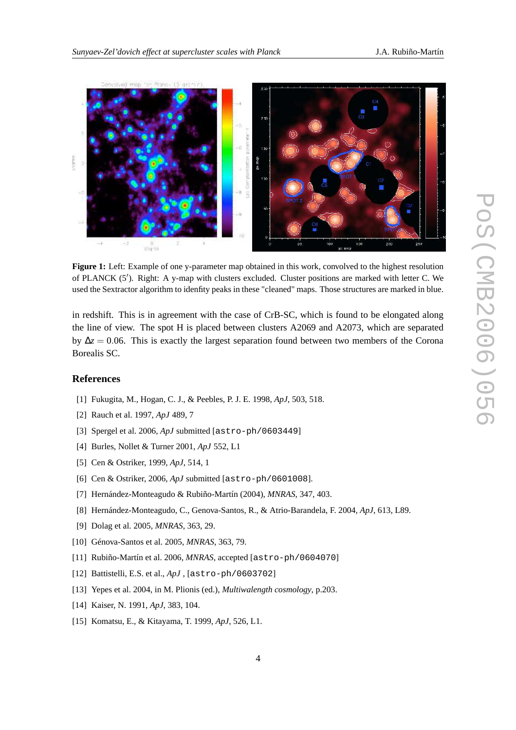**Figure 1:** Left: Example of one y-parameter map obtained in this work, convolved to the highest resolution of PLANCK (5′). Right: A y-map with clusters excluded. Cluster positions are marked with letter C. We used the Sextractor algorithm to idenfity peaks in these "cleaned" maps. Those structures are marked in blue.

in redshift. This is in agreement with the case of CrB-SC, which is found to be elongated along the line of view. The spot H is placed between clusters A2069 and A2073, which are separated by $\Delta z = 0.06$. This is exactly the largest separation found between two members of the Corona Borealis SC.

## References

[1] Fukugita, M., Hogan, C. J., & Peebles, P. J. E. 1998, *ApJ*, 503, 518.

[2] Rauch et al. 1997, *ApJ* 489, 7

[3] Spergel et al. 2006, *ApJ* submitted [astro-ph/0603449]

[4] Burles, Nollet & Turner 2001, *ApJ* 552, L1

[5] Cen & Ostriker, 1999, *ApJ*, 514, 1

[6] Cen & Ostriker, 2006, *ApJ* submitted [astro-ph/0601008].

[7] Hernández-Monteagudo & Rubiño-Martín (2004), *MNRAS*, 347, 403.

[8] Hernández-Monteagudo, C., Genova-Santos, R., & Atrio-Barandela, F. 2004, *ApJ*, 613, L89.

[9] Dolag et al. 2005, *MNRAS*, 363, 29.

[10] Génova-Santos et al. 2005, *MNRAS*, 363, 79.

[11] Rubiño-Martín et al. 2006, *MNRAS*, accepted [astro-ph/0604070]

[12] Battistelli, E.S. et al., *ApJ* , [astro-ph/0603702]

[13] Yepes et al. 2004, in M. Plionis (ed.), *Multiwalength cosmology*, p.203.

[14] Kaiser, N. 1991, *ApJ*, 383, 104.

[15] Komatsu, E., & Kitayama, T. 1999, *ApJ*, 526, L1.